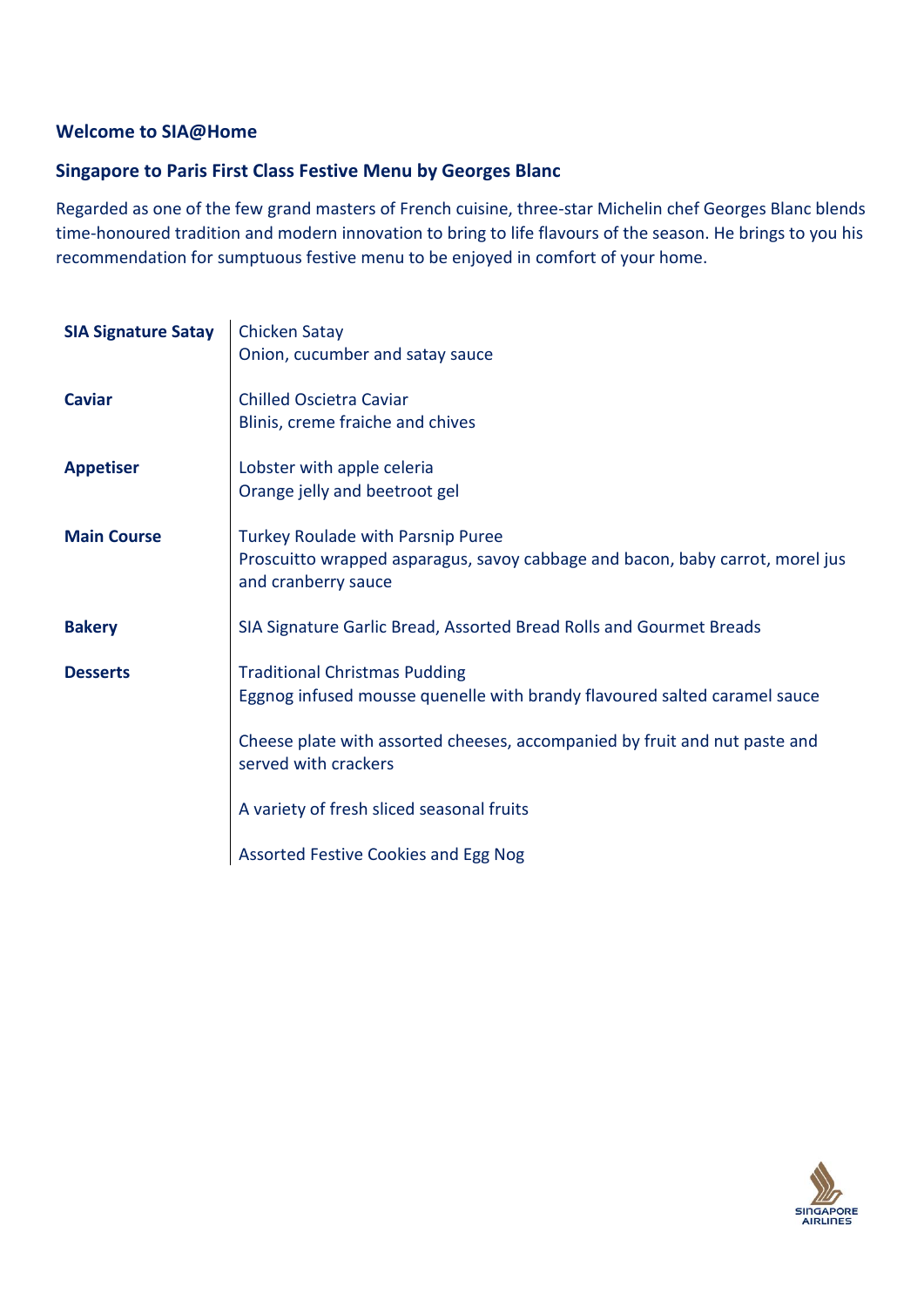**Welcome to SIA@Home**

**Singapore to Paris First Class Festive Menu by Georges Blanc**

Regarded as one of the few grand masters of French cuisine, three-star Michelin chef Georges Blanc blends time-honoured tradition and modern innovation to bring to life flavours of the season. He brings to you his recommendation for sumptuous festive menu to be enjoyed in comfort of your home.

**SIA Signature Satay**

Chicken Satay
Onion, cucumber and satay sauce

**Caviar**

Chilled Oscietra Caviar
Blinis, creme fraiche and chives

**Appetiser**

Lobster with apple celeria
Orange jelly and beetroot gel

**Main Course**

Turkey Roulade with Parsnip Puree
Proscuitto wrapped asparagus, savoy cabbage and bacon, baby carrot, morel jus and cranberry sauce

**Bakery**

SIA Signature Garlic Bread, Assorted Bread Rolls and Gourmet Breads

**Desserts**

Traditional Christmas Pudding
Eggnog infused mousse quenelle with brandy flavoured salted caramel sauce

Cheese plate with assorted cheeses, accompanied by fruit and nut paste and served with crackers

A variety of fresh sliced seasonal fruits

Assorted Festive Cookies and Egg Nog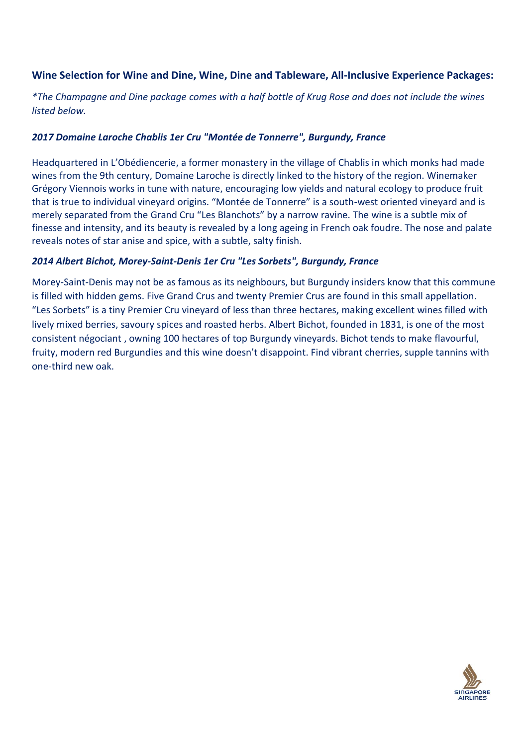## Wine Selection for Wine and Dine, Wine, Dine and Tableware, All-Inclusive Experience Packages:

*\*The Champagne and Dine package comes with a half bottle of Krug Rose and does not include the wines listed below.*

### *2017 Domaine Laroche Chablis 1er Cru "Montée de Tonnerre", Burgundy, France*

Headquartered in L'Obédiencerie, a former monastery in the village of Chablis in which monks had made wines from the 9th century, Domaine Laroche is directly linked to the history of the region. Winemaker Grégory Viennois works in tune with nature, encouraging low yields and natural ecology to produce fruit that is true to individual vineyard origins. "Montée de Tonnerre" is a south-west oriented vineyard and is merely separated from the Grand Cru "Les Blanchots" by a narrow ravine. The wine is a subtle mix of finesse and intensity, and its beauty is revealed by a long ageing in French oak foudre. The nose and palate reveals notes of star anise and spice, with a subtle, salty finish.

### *2014 Albert Bichot, Morey-Saint-Denis 1er Cru "Les Sorbets", Burgundy, France*

Morey-Saint-Denis may not be as famous as its neighbours, but Burgundy insiders know that this commune is filled with hidden gems. Five Grand Crus and twenty Premier Crus are found in this small appellation. "Les Sorbets" is a tiny Premier Cru vineyard of less than three hectares, making excellent wines filled with lively mixed berries, savoury spices and roasted herbs. Albert Bichot, founded in 1831, is one of the most consistent négociant , owning 100 hectares of top Burgundy vineyards. Bichot tends to make flavourful, fruity, modern red Burgundies and this wine doesn't disappoint. Find vibrant cherries, supple tannins with one-third new oak.